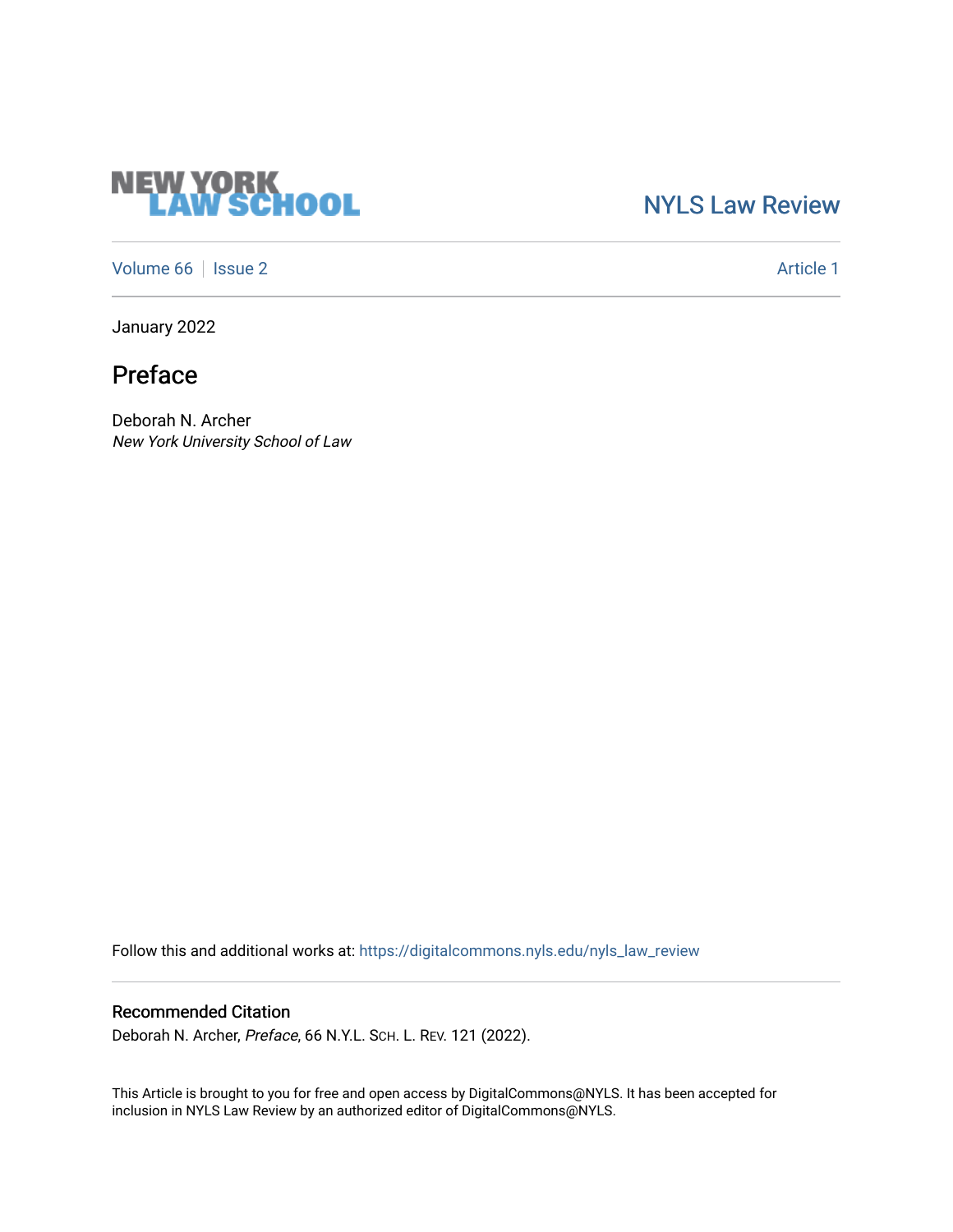NEW YORK LAW SCHOOL

NYLS Law Review

Volume 66 | Issue 2

Article 1

January 2022

# Preface

Deborah N. Archer
*New York University School of Law*

Follow this and additional works at: https://digitalcommons.nyls.edu/nyls_law_review

## Recommended Citation

Deborah N. Archer, *Preface*, 66 N.Y.L. SCH. L. REV. 121 (2022).

This Article is brought to you for free and open access by DigitalCommons@NYLS. It has been accepted for inclusion in NYLS Law Review by an authorized editor of DigitalCommons@NYLS.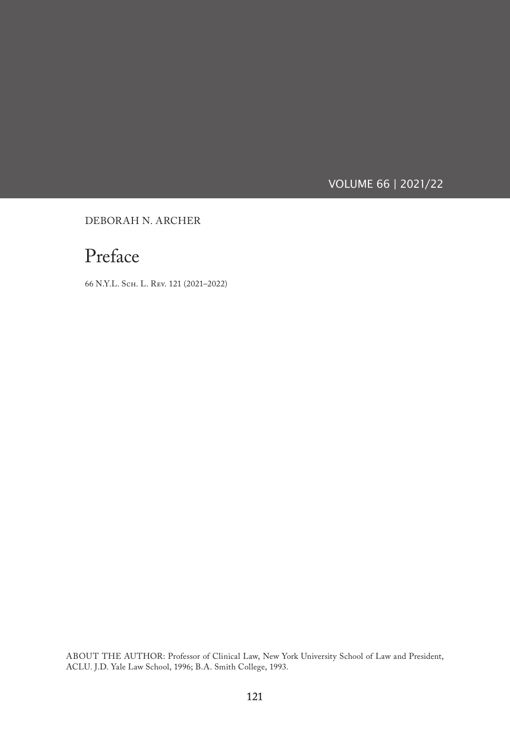DEBORAH N. ARCHER

# Preface

66 N.Y.L. Sch. L. Rev. 121 (2021–2022)

ABOUT THE AUTHOR: Professor of Clinical Law, New York University School of Law and President, ACLU. J.D. Yale Law School, 1996; B.A. Smith College, 1993.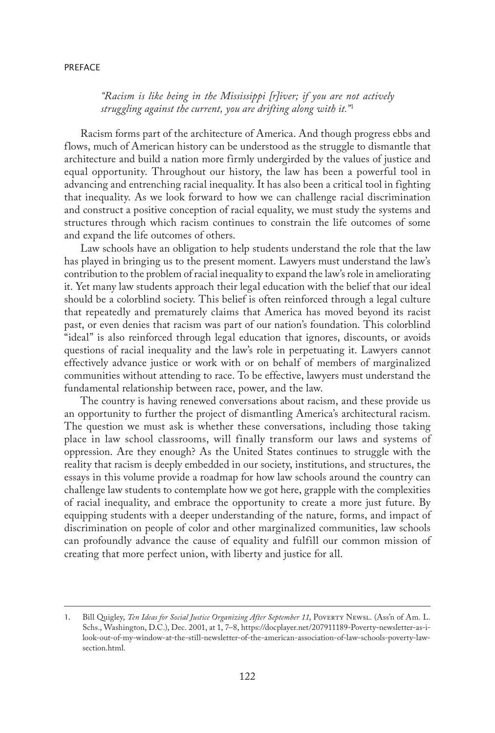# PREFACE

*"Racism is like being in the Mississippi [r]iver; if you are not actively struggling against the current, you are drifting along with it."*[1]

Racism forms part of the architecture of America. And though progress ebbs and flows, much of American history can be understood as the struggle to dismantle that architecture and build a nation more firmly undergirded by the values of justice and equal opportunity. Throughout our history, the law has been a powerful tool in advancing and entrenching racial inequality. It has also been a critical tool in fighting that inequality. As we look forward to how we can challenge racial discrimination and construct a positive conception of racial equality, we must study the systems and structures through which racism continues to constrain the life outcomes of some and expand the life outcomes of others.

Law schools have an obligation to help students understand the role that the law has played in bringing us to the present moment. Lawyers must understand the law's contribution to the problem of racial inequality to expand the law's role in ameliorating it. Yet many law students approach their legal education with the belief that our ideal should be a colorblind society. This belief is often reinforced through a legal culture that repeatedly and prematurely claims that America has moved beyond its racist past, or even denies that racism was part of our nation's foundation. This colorblind "ideal" is also reinforced through legal education that ignores, discounts, or avoids questions of racial inequality and the law's role in perpetuating it. Lawyers cannot effectively advance justice or work with or on behalf of members of marginalized communities without attending to race. To be effective, lawyers must understand the fundamental relationship between race, power, and the law.

The country is having renewed conversations about racism, and these provide us an opportunity to further the project of dismantling America's architectural racism. The question we must ask is whether these conversations, including those taking place in law school classrooms, will finally transform our laws and systems of oppression. Are they enough? As the United States continues to struggle with the reality that racism is deeply embedded in our society, institutions, and structures, the essays in this volume provide a roadmap for how law schools around the country can challenge law students to contemplate how we got here, grapple with the complexities of racial inequality, and embrace the opportunity to create a more just future. By equipping students with a deeper understanding of the nature, forms, and impact of discrimination on people of color and other marginalized communities, law schools can profoundly advance the cause of equality and fulfill our common mission of creating that more perfect union, with liberty and justice for all.

---

1. Bill Quigley, *Ten Ideas for Social Justice Organizing After September 11*, Poverty Newsl. (Ass'n of Am. L. Schs., Washington, D.C.), Dec. 2001, at 1, 7–8, https://docplayer.net/207911189-Poverty-newsletter-as-i-look-out-of-my-window-at-the-still-newsletter-of-the-american-association-of-law-schools-poverty-law-section.html.